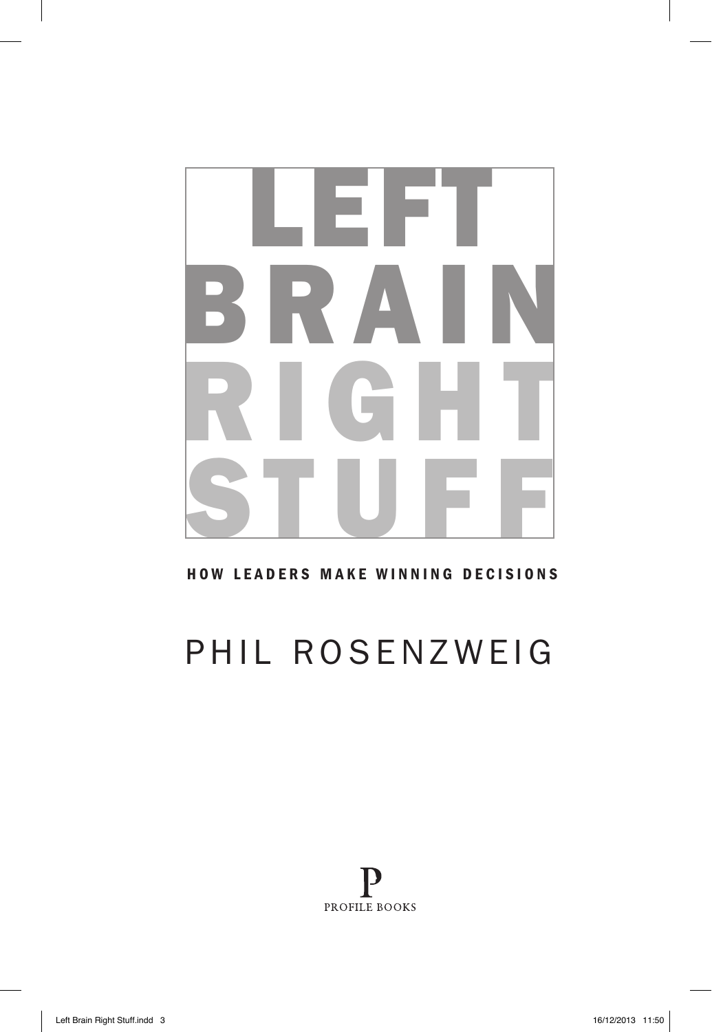# LEFT BRAIN RIGHT STUFF

**HOW LEADERS MAKE WINNING DECISIONS**

PHIL ROSENZWEIG

P
PROFILE BOOKS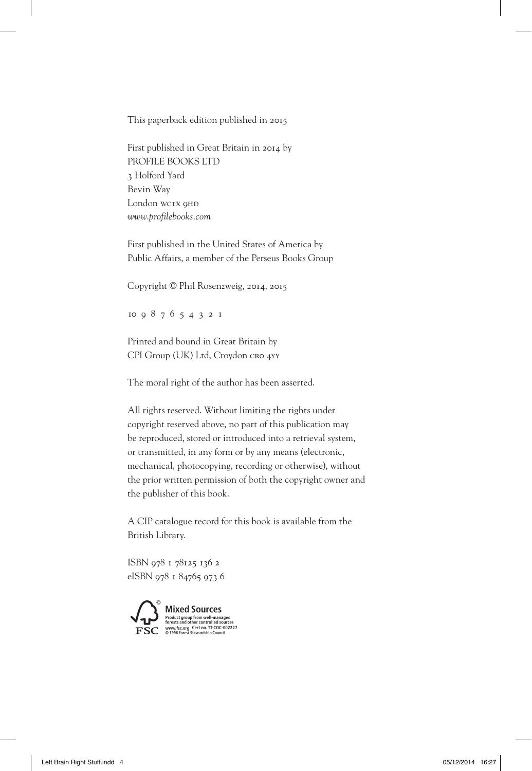This paperback edition published in 2015

First published in Great Britain in 2014 by
PROFILE BOOKS LTD
3 Holford Yard
Bevin Way
London WC1X 9HD
*www.profilebooks.com*

First published in the United States of America by
Public Affairs, a member of the Perseus Books Group

Copyright © Phil Rosenzweig, 2014, 2015

10 9 8 7 6 5 4 3 2 1

Printed and bound in Great Britain by
CPI Group (UK) Ltd, Croydon CR0 4YY

The moral right of the author has been asserted.

All rights reserved. Without limiting the rights under copyright reserved above, no part of this publication may be reproduced, stored or introduced into a retrieval system, or transmitted, in any form or by any means (electronic, mechanical, photocopying, recording or otherwise), without the prior written permission of both the copyright owner and the publisher of this book.

A CIP catalogue record for this book is available from the British Library.

ISBN 978 1 78125 136 2
eISBN 978 1 84765 973 6

FSC
Mixed Sources
Product group from well-managed forests and other controlled sources
www.fsc.org Cert no. TT-COC-002227
© 1996 Forest Stewardship Council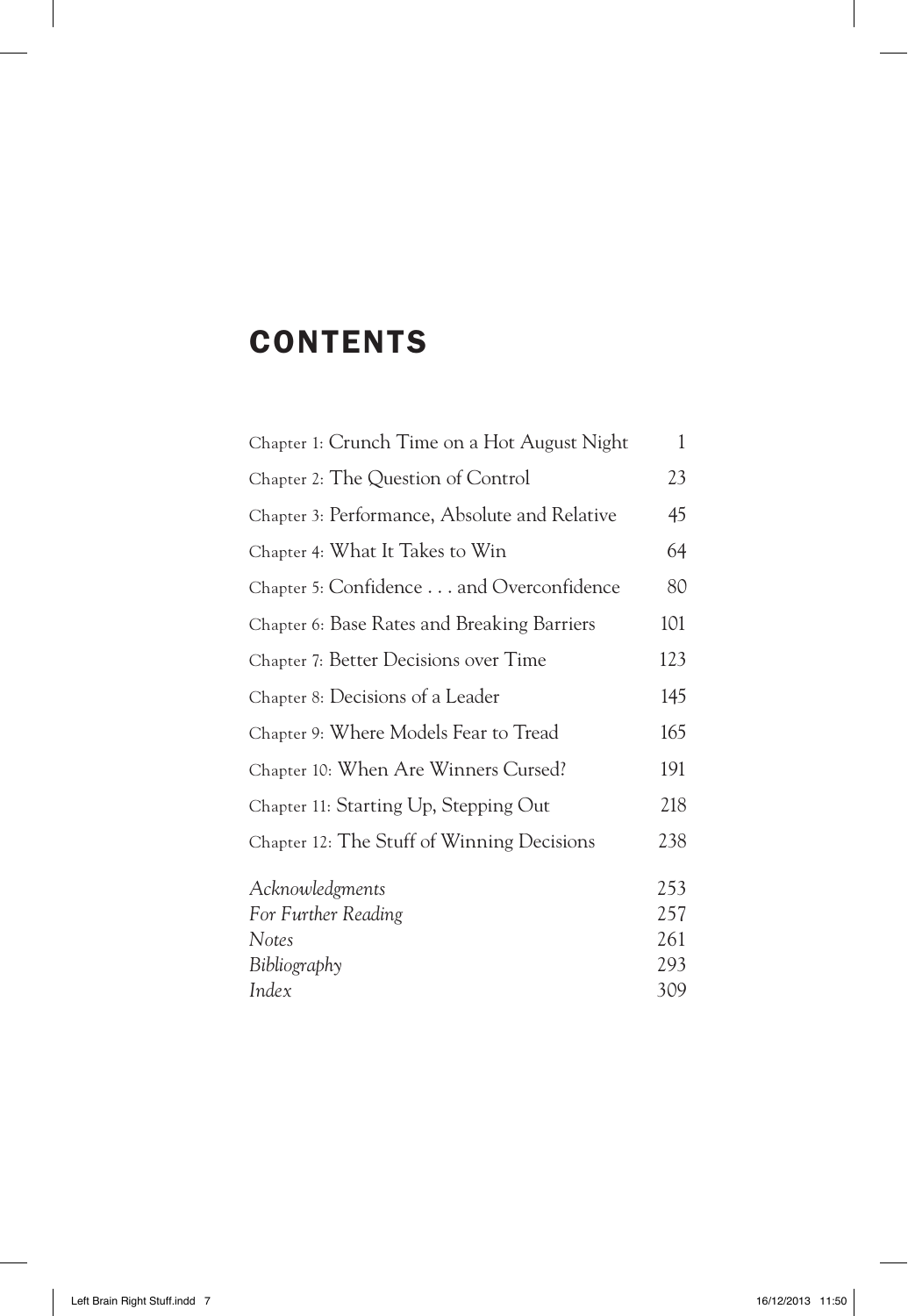# CONTENTS

| | |
|---|---|
| Chapter 1: Crunch Time on a Hot August Night | 1 |
| Chapter 2: The Question of Control | 23 |
| Chapter 3: Performance, Absolute and Relative | 45 |
| Chapter 4: What It Takes to Win | 64 |
| Chapter 5: Confidence . . . and Overconfidence | 80 |
| Chapter 6: Base Rates and Breaking Barriers | 101 |
| Chapter 7: Better Decisions over Time | 123 |
| Chapter 8: Decisions of a Leader | 145 |
| Chapter 9: Where Models Fear to Tread | 165 |
| Chapter 10: When Are Winners Cursed? | 191 |
| Chapter 11: Starting Up, Stepping Out | 218 |
| Chapter 12: The Stuff of Winning Decisions | 238 |
| *Acknowledgments* | 253 |
| *For Further Reading* | 257 |
| *Notes* | 261 |
| *Bibliography* | 293 |
| *Index* | 309 |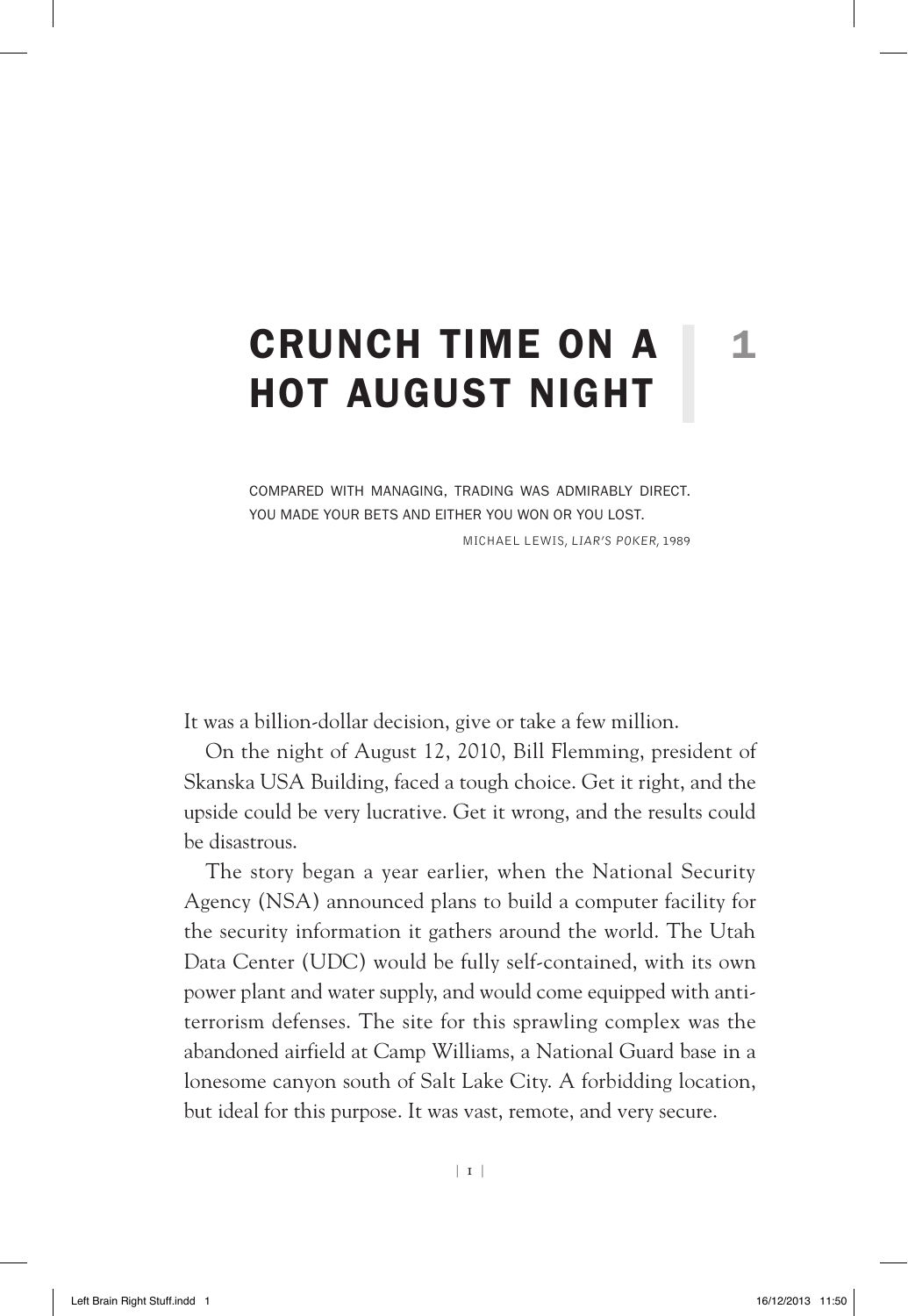# 1 CRUNCH TIME ON A HOT AUGUST NIGHT

COMPARED WITH MANAGING, TRADING WAS ADMIRABLY DIRECT. YOU MADE YOUR BETS AND EITHER YOU WON OR YOU LOST.

MICHAEL LEWIS, *LIAR'S POKER,* 1989

It was a billion-dollar decision, give or take a few million.

On the night of August 12, 2010, Bill Flemming, president of Skanska USA Building, faced a tough choice. Get it right, and the upside could be very lucrative. Get it wrong, and the results could be disastrous.

The story began a year earlier, when the National Security Agency (NSA) announced plans to build a computer facility for the security information it gathers around the world. The Utah Data Center (UDC) would be fully self-contained, with its own power plant and water supply, and would come equipped with anti-terrorism defenses. The site for this sprawling complex was the abandoned airfield at Camp Williams, a National Guard base in a lonesome canyon south of Salt Lake City. A forbidding location, but ideal for this purpose. It was vast, remote, and very secure.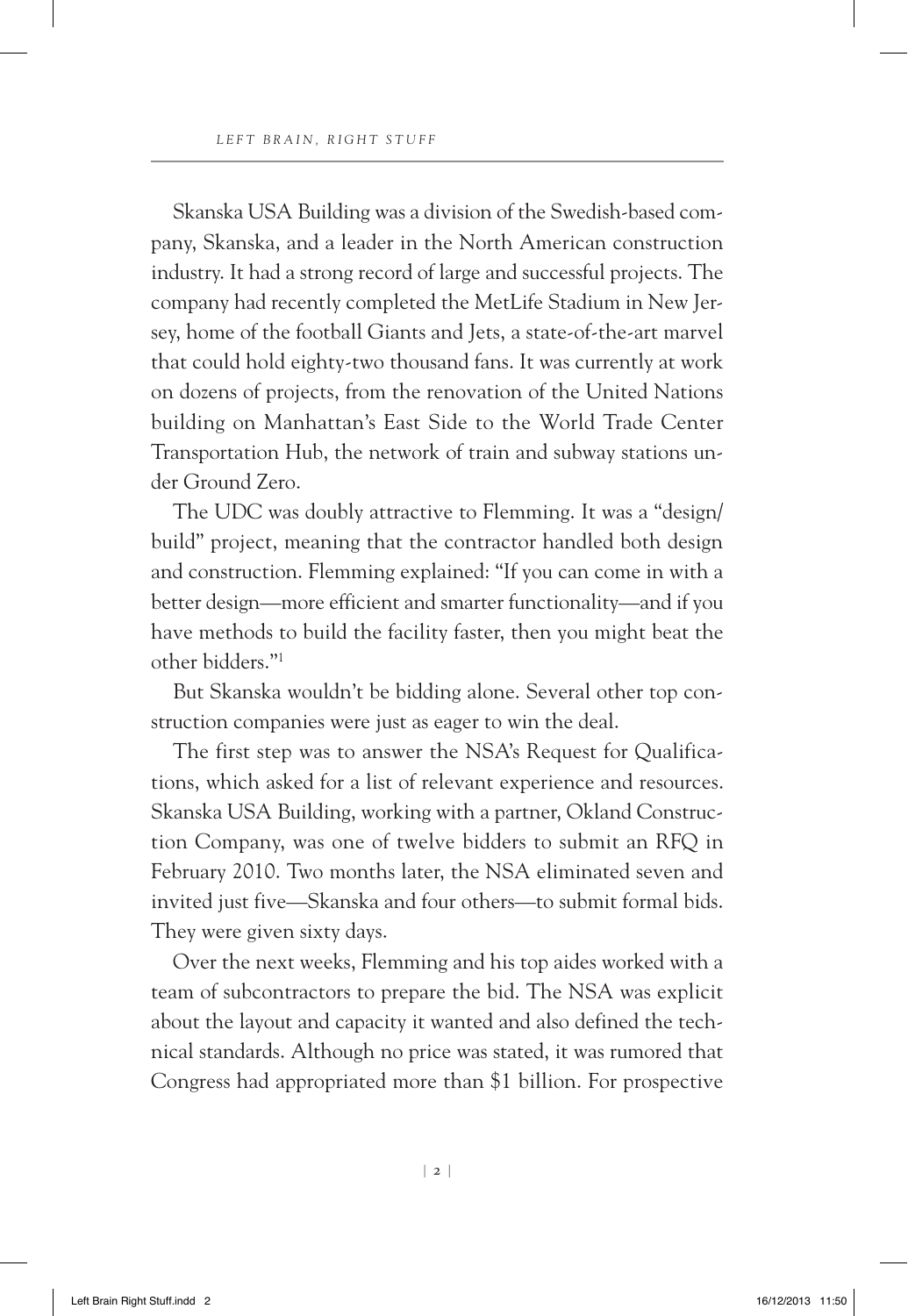Skanska USA Building was a division of the Swedish-based company, Skanska, and a leader in the North American construction industry. It had a strong record of large and successful projects. The company had recently completed the MetLife Stadium in New Jersey, home of the football Giants and Jets, a state-of-the-art marvel that could hold eighty-two thousand fans. It was currently at work on dozens of projects, from the renovation of the United Nations building on Manhattan's East Side to the World Trade Center Transportation Hub, the network of train and subway stations under Ground Zero.

The UDC was doubly attractive to Flemming. It was a "design/build" project, meaning that the contractor handled both design and construction. Flemming explained: "If you can come in with a better design—more efficient and smarter functionality—and if you have methods to build the facility faster, then you might beat the other bidders."[1]

But Skanska wouldn't be bidding alone. Several other top construction companies were just as eager to win the deal.

The first step was to answer the NSA's Request for Qualifications, which asked for a list of relevant experience and resources. Skanska USA Building, working with a partner, Okland Construction Company, was one of twelve bidders to submit an RFQ in February 2010. Two months later, the NSA eliminated seven and invited just five—Skanska and four others—to submit formal bids. They were given sixty days.

Over the next weeks, Flemming and his top aides worked with a team of subcontractors to prepare the bid. The NSA was explicit about the layout and capacity it wanted and also defined the technical standards. Although no price was stated, it was rumored that Congress had appropriated more than $1 billion. For prospective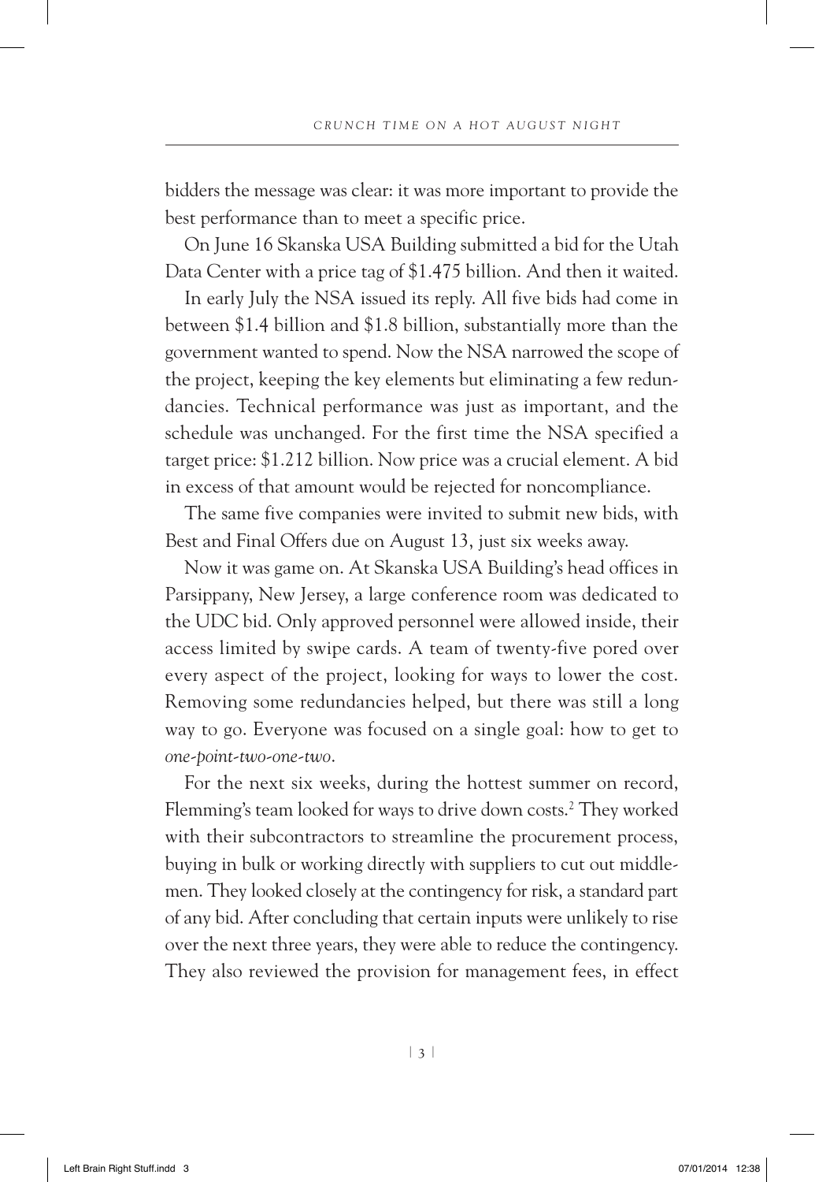bidders the message was clear: it was more important to provide the best performance than to meet a specific price.

On June 16 Skanska USA Building submitted a bid for the Utah Data Center with a price tag of $1.475 billion. And then it waited.

In early July the NSA issued its reply. All five bids had come in between $1.4 billion and $1.8 billion, substantially more than the government wanted to spend. Now the NSA narrowed the scope of the project, keeping the key elements but eliminating a few redundancies. Technical performance was just as important, and the schedule was unchanged. For the first time the NSA specified a target price: $1.212 billion. Now price was a crucial element. A bid in excess of that amount would be rejected for noncompliance.

The same five companies were invited to submit new bids, with Best and Final Offers due on August 13, just six weeks away.

Now it was game on. At Skanska USA Building's head offices in Parsippany, New Jersey, a large conference room was dedicated to the UDC bid. Only approved personnel were allowed inside, their access limited by swipe cards. A team of twenty-five pored over every aspect of the project, looking for ways to lower the cost. Removing some redundancies helped, but there was still a long way to go. Everyone was focused on a single goal: how to get to *one-point-two-one-two.*

For the next six weeks, during the hottest summer on record, Flemming's team looked for ways to drive down costs.[2] They worked with their subcontractors to streamline the procurement process, buying in bulk or working directly with suppliers to cut out middlemen. They looked closely at the contingency for risk, a standard part of any bid. After concluding that certain inputs were unlikely to rise over the next three years, they were able to reduce the contingency. They also reviewed the provision for management fees, in effect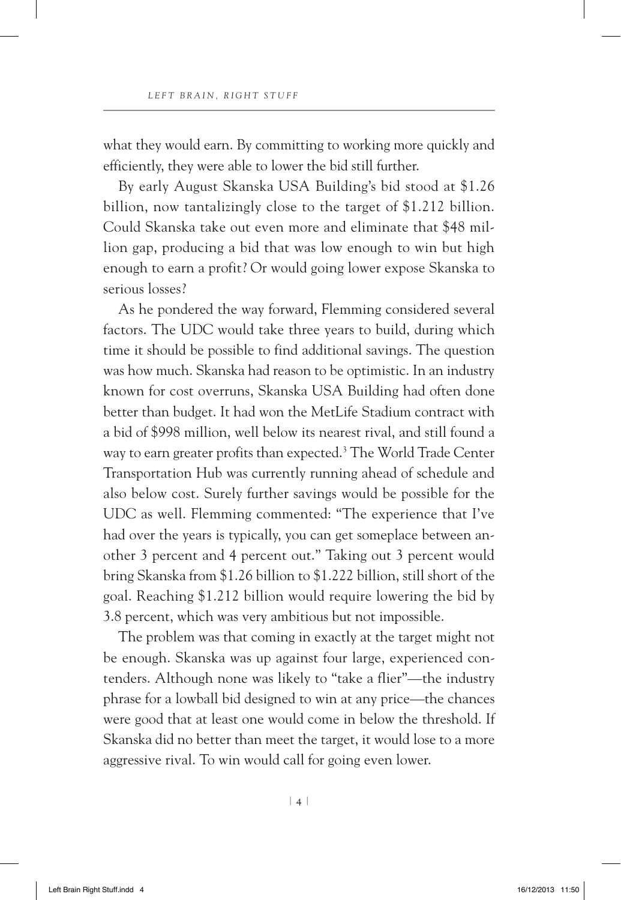what they would earn. By committing to working more quickly and efficiently, they were able to lower the bid still further.

By early August Skanska USA Building's bid stood at $1.26 billion, now tantalizingly close to the target of $1.212 billion. Could Skanska take out even more and eliminate that $48 million gap, producing a bid that was low enough to win but high enough to earn a profit? Or would going lower expose Skanska to serious losses?

As he pondered the way forward, Flemming considered several factors. The UDC would take three years to build, during which time it should be possible to find additional savings. The question was how much. Skanska had reason to be optimistic. In an industry known for cost overruns, Skanska USA Building had often done better than budget. It had won the MetLife Stadium contract with a bid of $998 million, well below its nearest rival, and still found a way to earn greater profits than expected.[3] The World Trade Center Transportation Hub was currently running ahead of schedule and also below cost. Surely further savings would be possible for the UDC as well. Flemming commented: "The experience that I've had over the years is typically, you can get someplace between another 3 percent and 4 percent out." Taking out 3 percent would bring Skanska from $1.26 billion to $1.222 billion, still short of the goal. Reaching $1.212 billion would require lowering the bid by 3.8 percent, which was very ambitious but not impossible.

The problem was that coming in exactly at the target might not be enough. Skanska was up against four large, experienced contenders. Although none was likely to "take a flier"—the industry phrase for a lowball bid designed to win at any price—the chances were good that at least one would come in below the threshold. If Skanska did no better than meet the target, it would lose to a more aggressive rival. To win would call for going even lower.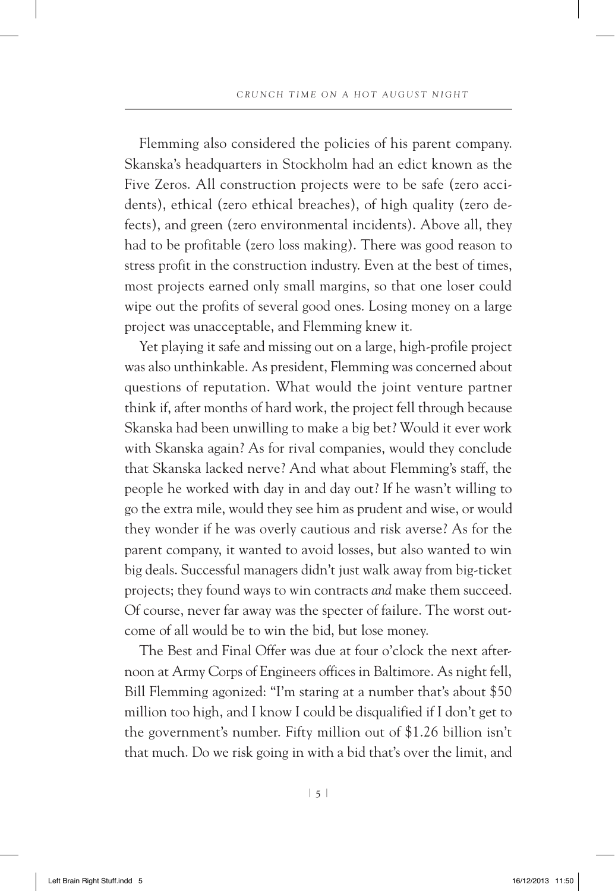Flemming also considered the policies of his parent company. Skanska's headquarters in Stockholm had an edict known as the Five Zeros. All construction projects were to be safe (zero accidents), ethical (zero ethical breaches), of high quality (zero defects), and green (zero environmental incidents). Above all, they had to be profitable (zero loss making). There was good reason to stress profit in the construction industry. Even at the best of times, most projects earned only small margins, so that one loser could wipe out the profits of several good ones. Losing money on a large project was unacceptable, and Flemming knew it.

Yet playing it safe and missing out on a large, high-profile project was also unthinkable. As president, Flemming was concerned about questions of reputation. What would the joint venture partner think if, after months of hard work, the project fell through because Skanska had been unwilling to make a big bet? Would it ever work with Skanska again? As for rival companies, would they conclude that Skanska lacked nerve? And what about Flemming's staff, the people he worked with day in and day out? If he wasn't willing to go the extra mile, would they see him as prudent and wise, or would they wonder if he was overly cautious and risk averse? As for the parent company, it wanted to avoid losses, but also wanted to win big deals. Successful managers didn't just walk away from big-ticket projects; they found ways to win contracts *and* make them succeed. Of course, never far away was the specter of failure. The worst outcome of all would be to win the bid, but lose money.

The Best and Final Offer was due at four o'clock the next afternoon at Army Corps of Engineers offices in Baltimore. As night fell, Bill Flemming agonized: "I'm staring at a number that's about $50 million too high, and I know I could be disqualified if I don't get to the government's number. Fifty million out of $1.26 billion isn't that much. Do we risk going in with a bid that's over the limit, and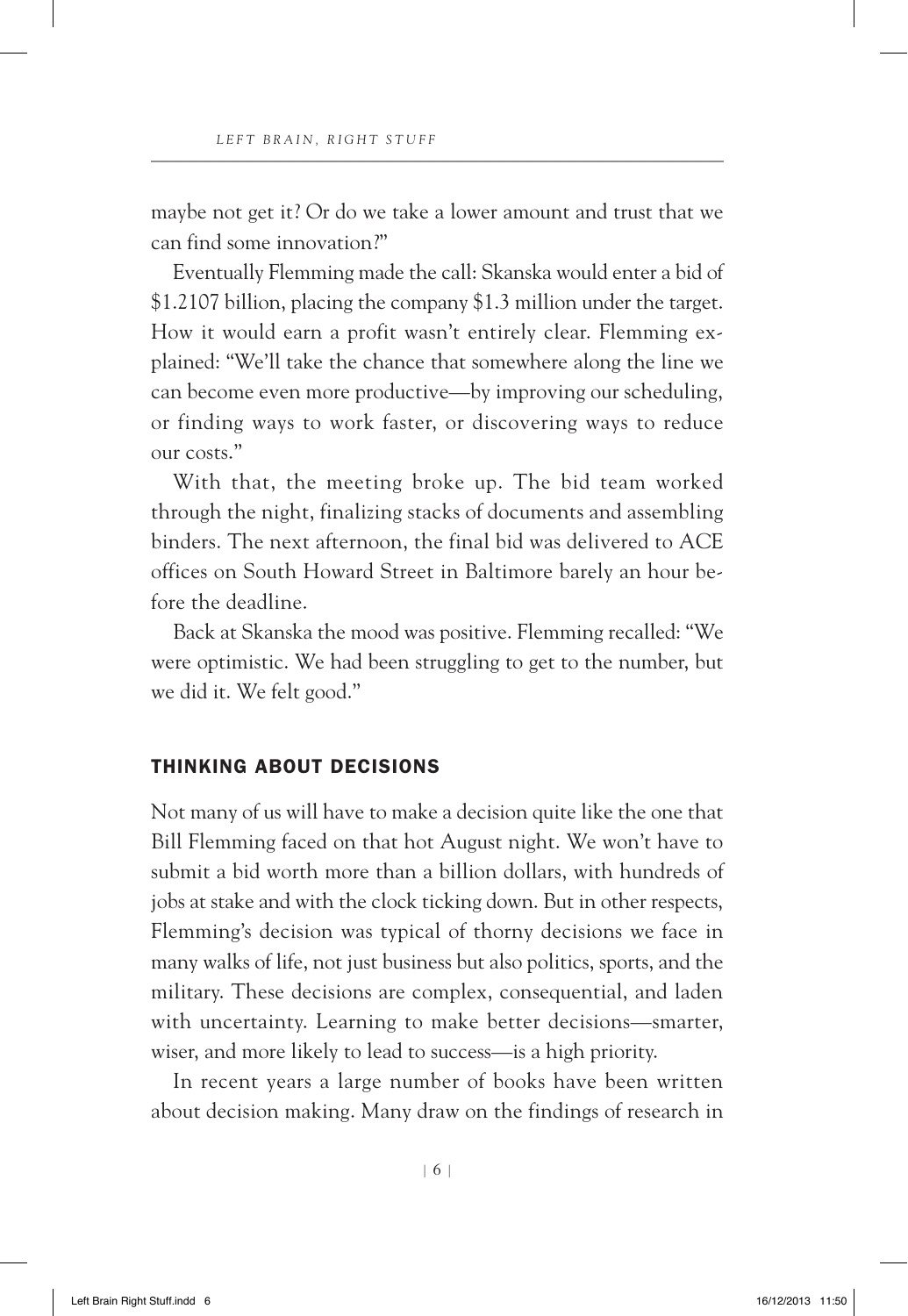maybe not get it? Or do we take a lower amount and trust that we can find some innovation?"

Eventually Flemming made the call: Skanska would enter a bid of $1.2107 billion, placing the company $1.3 million under the target. How it would earn a profit wasn't entirely clear. Flemming explained: "We'll take the chance that somewhere along the line we can become even more productive—by improving our scheduling, or finding ways to work faster, or discovering ways to reduce our costs."

With that, the meeting broke up. The bid team worked through the night, finalizing stacks of documents and assembling binders. The next afternoon, the final bid was delivered to ACE offices on South Howard Street in Baltimore barely an hour before the deadline.

Back at Skanska the mood was positive. Flemming recalled: "We were optimistic. We had been struggling to get to the number, but we did it. We felt good."

## THINKING ABOUT DECISIONS

Not many of us will have to make a decision quite like the one that Bill Flemming faced on that hot August night. We won't have to submit a bid worth more than a billion dollars, with hundreds of jobs at stake and with the clock ticking down. But in other respects, Flemming's decision was typical of thorny decisions we face in many walks of life, not just business but also politics, sports, and the military. These decisions are complex, consequential, and laden with uncertainty. Learning to make better decisions—smarter, wiser, and more likely to lead to success—is a high priority.

In recent years a large number of books have been written about decision making. Many draw on the findings of research in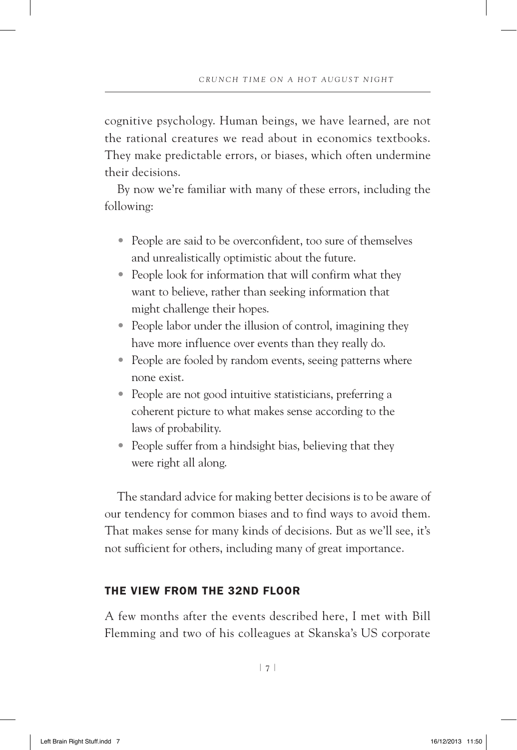cognitive psychology. Human beings, we have learned, are not the rational creatures we read about in economics textbooks. They make predictable errors, or biases, which often undermine their decisions.

By now we're familiar with many of these errors, including the following:

- People are said to be overconfident, too sure of themselves and unrealistically optimistic about the future.
- People look for information that will confirm what they want to believe, rather than seeking information that might challenge their hopes.
- People labor under the illusion of control, imagining they have more influence over events than they really do.
- People are fooled by random events, seeing patterns where none exist.
- People are not good intuitive statisticians, preferring a coherent picture to what makes sense according to the laws of probability.
- People suffer from a hindsight bias, believing that they were right all along.

The standard advice for making better decisions is to be aware of our tendency for common biases and to find ways to avoid them. That makes sense for many kinds of decisions. But as we'll see, it's not sufficient for others, including many of great importance.

## THE VIEW FROM THE 32ND FLOOR

A few months after the events described here, I met with Bill Flemming and two of his colleagues at Skanska's US corporate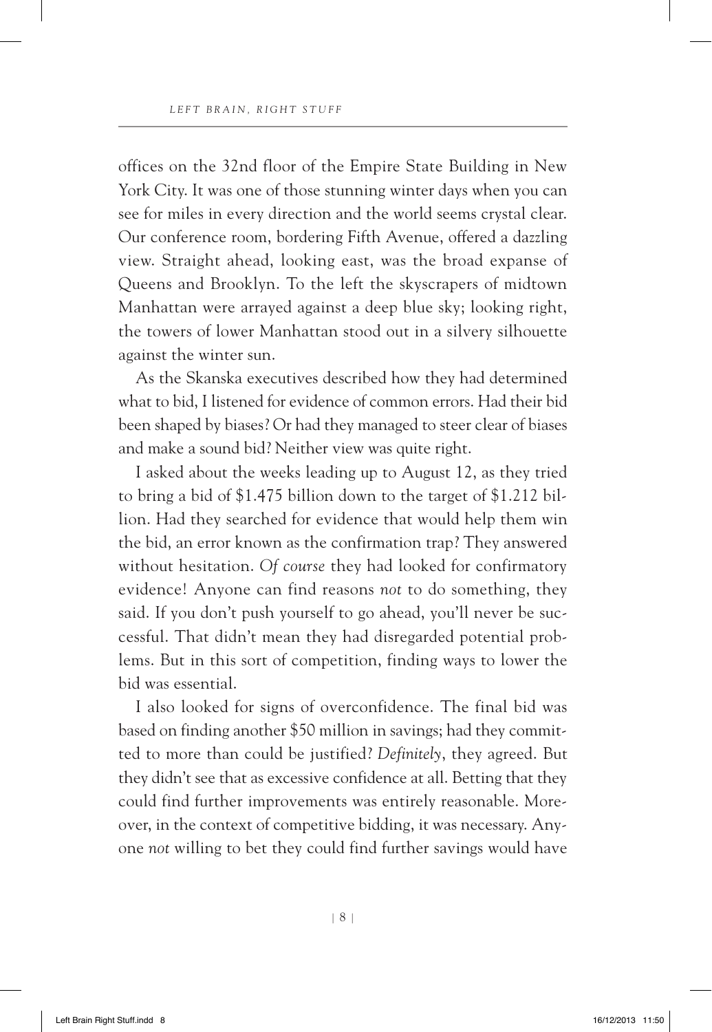offices on the 32nd floor of the Empire State Building in New York City. It was one of those stunning winter days when you can see for miles in every direction and the world seems crystal clear. Our conference room, bordering Fifth Avenue, offered a dazzling view. Straight ahead, looking east, was the broad expanse of Queens and Brooklyn. To the left the skyscrapers of midtown Manhattan were arrayed against a deep blue sky; looking right, the towers of lower Manhattan stood out in a silvery silhouette against the winter sun.

As the Skanska executives described how they had determined what to bid, I listened for evidence of common errors. Had their bid been shaped by biases? Or had they managed to steer clear of biases and make a sound bid? Neither view was quite right.

I asked about the weeks leading up to August 12, as they tried to bring a bid of $1.475 billion down to the target of $1.212 billion. Had they searched for evidence that would help them win the bid, an error known as the confirmation trap? They answered without hesitation. *Of course* they had looked for confirmatory evidence! Anyone can find reasons *not* to do something, they said. If you don't push yourself to go ahead, you'll never be successful. That didn't mean they had disregarded potential problems. But in this sort of competition, finding ways to lower the bid was essential.

I also looked for signs of overconfidence. The final bid was based on finding another $50 million in savings; had they committed to more than could be justified? *Definitely*, they agreed. But they didn't see that as excessive confidence at all. Betting that they could find further improvements was entirely reasonable. Moreover, in the context of competitive bidding, it was necessary. Anyone *not* willing to bet they could find further savings would have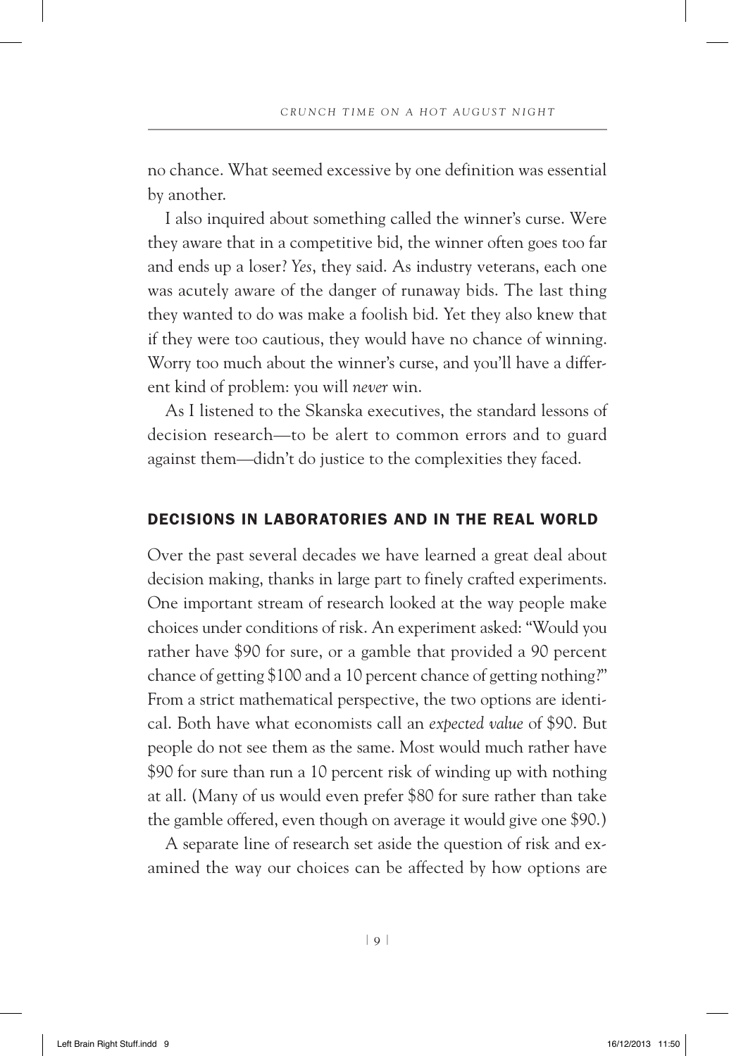no chance. What seemed excessive by one definition was essential by another.

I also inquired about something called the winner's curse. Were they aware that in a competitive bid, the winner often goes too far and ends up a loser? *Yes*, they said. As industry veterans, each one was acutely aware of the danger of runaway bids. The last thing they wanted to do was make a foolish bid. Yet they also knew that if they were too cautious, they would have no chance of winning. Worry too much about the winner's curse, and you'll have a different kind of problem: you will *never* win.

As I listened to the Skanska executives, the standard lessons of decision research—to be alert to common errors and to guard against them—didn't do justice to the complexities they faced.

## DECISIONS IN LABORATORIES AND IN THE REAL WORLD

Over the past several decades we have learned a great deal about decision making, thanks in large part to finely crafted experiments. One important stream of research looked at the way people make choices under conditions of risk. An experiment asked: "Would you rather have $90 for sure, or a gamble that provided a 90 percent chance of getting $100 and a 10 percent chance of getting nothing?" From a strict mathematical perspective, the two options are identical. Both have what economists call an *expected value* of $90. But people do not see them as the same. Most would much rather have $90 for sure than run a 10 percent risk of winding up with nothing at all. (Many of us would even prefer $80 for sure rather than take the gamble offered, even though on average it would give one $90.)

A separate line of research set aside the question of risk and examined the way our choices can be affected by how options are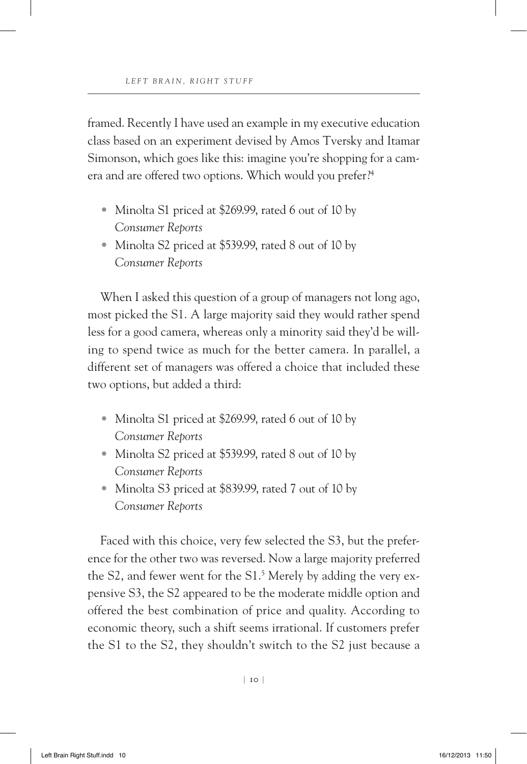framed. Recently I have used an example in my executive education class based on an experiment devised by Amos Tversky and Itamar Simonson, which goes like this: imagine you're shopping for a camera and are offered two options. Which would you prefer?[4]

- Minolta S1 priced at $269.99, rated 6 out of 10 by *Consumer Reports*
- Minolta S2 priced at $539.99, rated 8 out of 10 by *Consumer Reports*

When I asked this question of a group of managers not long ago, most picked the S1. A large majority said they would rather spend less for a good camera, whereas only a minority said they'd be willing to spend twice as much for the better camera. In parallel, a different set of managers was offered a choice that included these two options, but added a third:

- Minolta S1 priced at $269.99, rated 6 out of 10 by *Consumer Reports*
- Minolta S2 priced at $539.99, rated 8 out of 10 by *Consumer Reports*
- Minolta S3 priced at $839.99, rated 7 out of 10 by *Consumer Reports*

Faced with this choice, very few selected the S3, but the preference for the other two was reversed. Now a large majority preferred the S2, and fewer went for the S1.[5] Merely by adding the very expensive S3, the S2 appeared to be the moderate middle option and offered the best combination of price and quality. According to economic theory, such a shift seems irrational. If customers prefer the S1 to the S2, they shouldn't switch to the S2 just because a